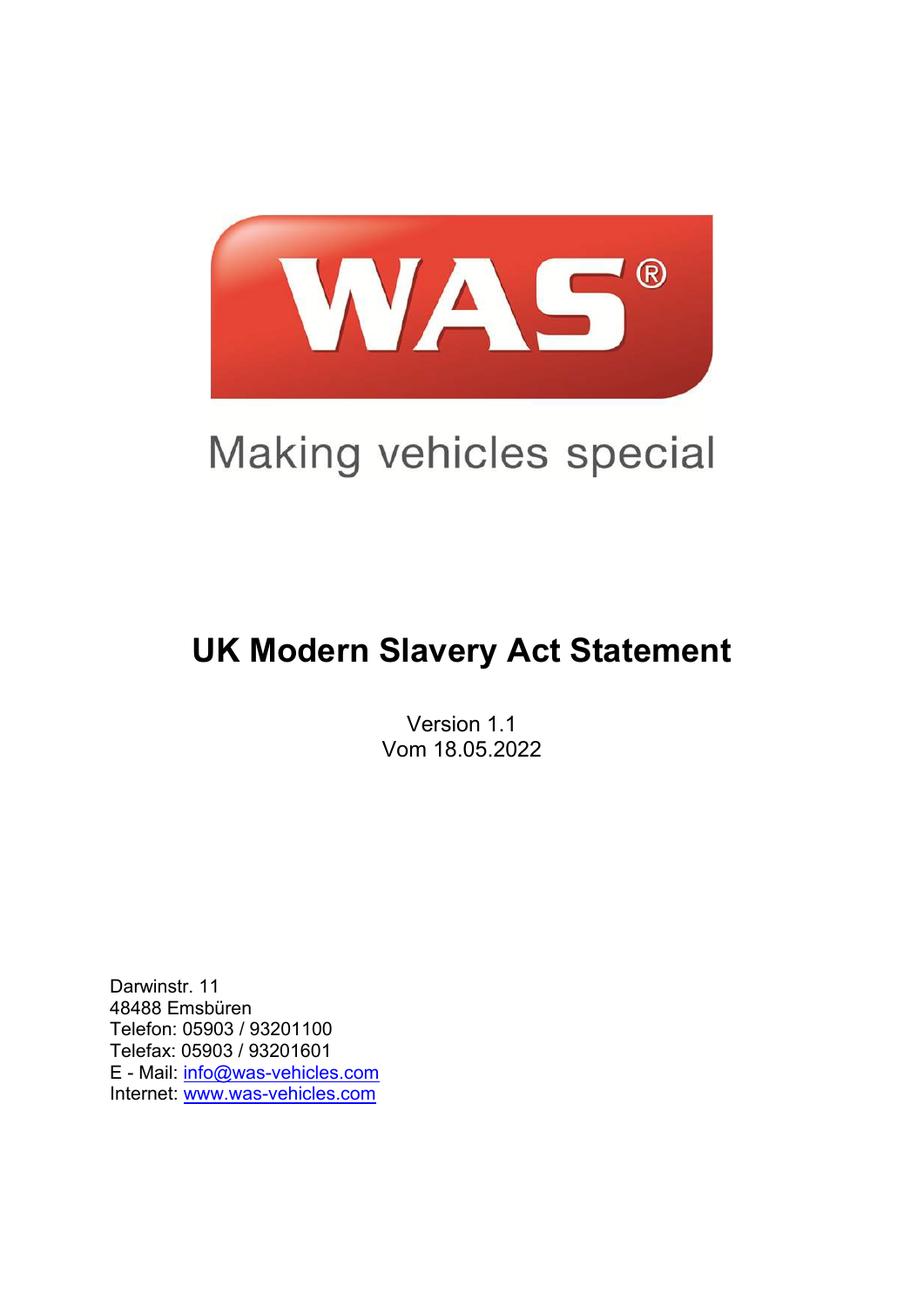WAS®

Making vehicles special

# UK Modern Slavery Act Statement

Version 1.1
Vom 18.05.2022

Darwinstr. 11
48488 Emsbüren
Telefon: 05903 / 93201100
Telefax: 05903 / 93201601
E - Mail: info@was-vehicles.com
Internet: www.was-vehicles.com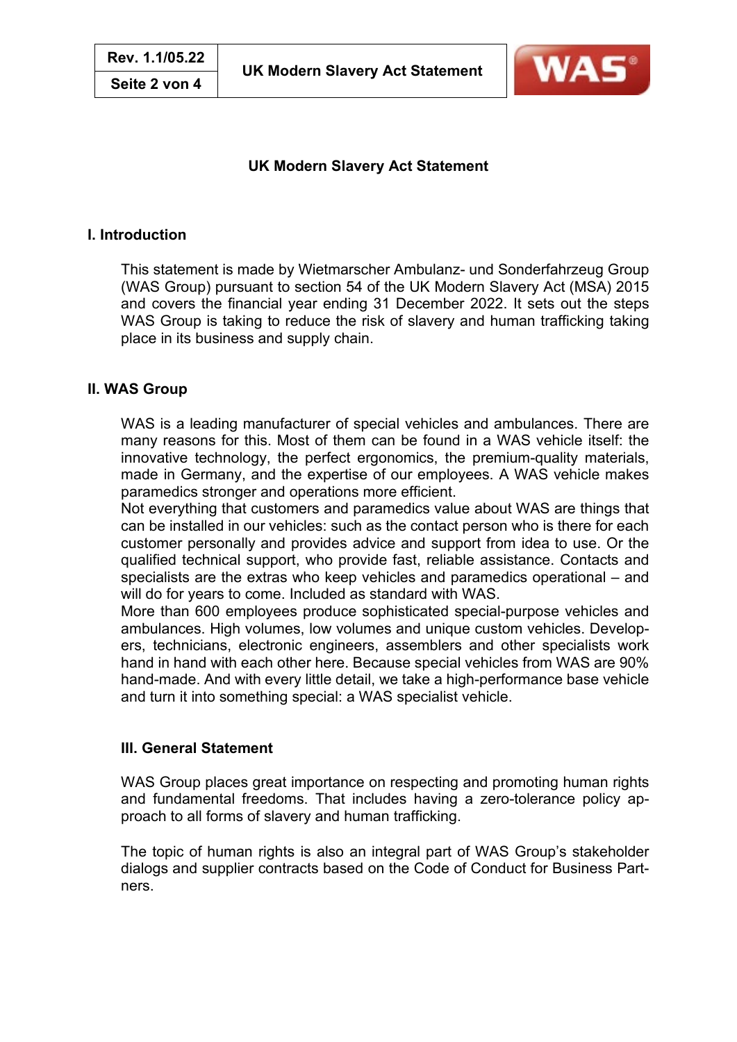# UK Modern Slavery Act Statement

## I. Introduction

This statement is made by Wietmarscher Ambulanz- und Sonderfahrzeug Group (WAS Group) pursuant to section 54 of the UK Modern Slavery Act (MSA) 2015 and covers the financial year ending 31 December 2022. It sets out the steps WAS Group is taking to reduce the risk of slavery and human trafficking taking place in its business and supply chain.

## II. WAS Group

WAS is a leading manufacturer of special vehicles and ambulances. There are many reasons for this. Most of them can be found in a WAS vehicle itself: the innovative technology, the perfect ergonomics, the premium-quality materials, made in Germany, and the expertise of our employees. A WAS vehicle makes paramedics stronger and operations more efficient.
Not everything that customers and paramedics value about WAS are things that can be installed in our vehicles: such as the contact person who is there for each customer personally and provides advice and support from idea to use. Or the qualified technical support, who provide fast, reliable assistance. Contacts and specialists are the extras who keep vehicles and paramedics operational – and will do for years to come. Included as standard with WAS.
More than 600 employees produce sophisticated special-purpose vehicles and ambulances. High volumes, low volumes and unique custom vehicles. Developers, technicians, electronic engineers, assemblers and other specialists work hand in hand with each other here. Because special vehicles from WAS are 90% hand-made. And with every little detail, we take a high-performance base vehicle and turn it into something special: a WAS specialist vehicle.

## III. General Statement

WAS Group places great importance on respecting and promoting human rights and fundamental freedoms. That includes having a zero-tolerance policy approach to all forms of slavery and human trafficking.

The topic of human rights is also an integral part of WAS Group's stakeholder dialogs and supplier contracts based on the Code of Conduct for Business Partners.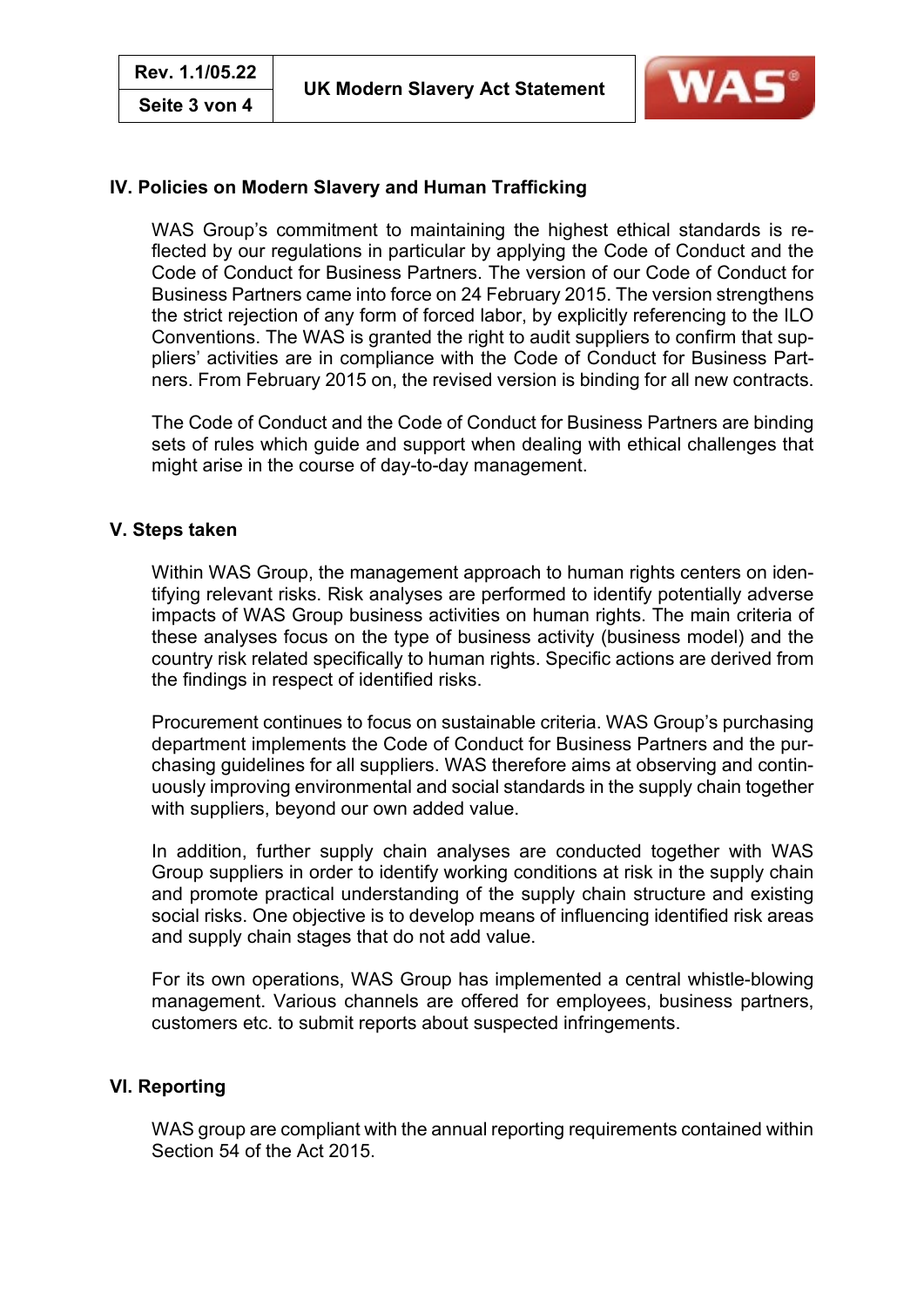## IV. Policies on Modern Slavery and Human Trafficking

WAS Group's commitment to maintaining the highest ethical standards is reflected by our regulations in particular by applying the Code of Conduct and the Code of Conduct for Business Partners. The version of our Code of Conduct for Business Partners came into force on 24 February 2015. The version strengthens the strict rejection of any form of forced labor, by explicitly referencing to the ILO Conventions. The WAS is granted the right to audit suppliers to confirm that suppliers' activities are in compliance with the Code of Conduct for Business Partners. From February 2015 on, the revised version is binding for all new contracts.

The Code of Conduct and the Code of Conduct for Business Partners are binding sets of rules which guide and support when dealing with ethical challenges that might arise in the course of day-to-day management.

## V. Steps taken

Within WAS Group, the management approach to human rights centers on identifying relevant risks. Risk analyses are performed to identify potentially adverse impacts of WAS Group business activities on human rights. The main criteria of these analyses focus on the type of business activity (business model) and the country risk related specifically to human rights. Specific actions are derived from the findings in respect of identified risks.

Procurement continues to focus on sustainable criteria. WAS Group's purchasing department implements the Code of Conduct for Business Partners and the purchasing guidelines for all suppliers. WAS therefore aims at observing and continuously improving environmental and social standards in the supply chain together with suppliers, beyond our own added value.

In addition, further supply chain analyses are conducted together with WAS Group suppliers in order to identify working conditions at risk in the supply chain and promote practical understanding of the supply chain structure and existing social risks. One objective is to develop means of influencing identified risk areas and supply chain stages that do not add value.

For its own operations, WAS Group has implemented a central whistle-blowing management. Various channels are offered for employees, business partners, customers etc. to submit reports about suspected infringements.

## VI. Reporting

WAS group are compliant with the annual reporting requirements contained within Section 54 of the Act 2015.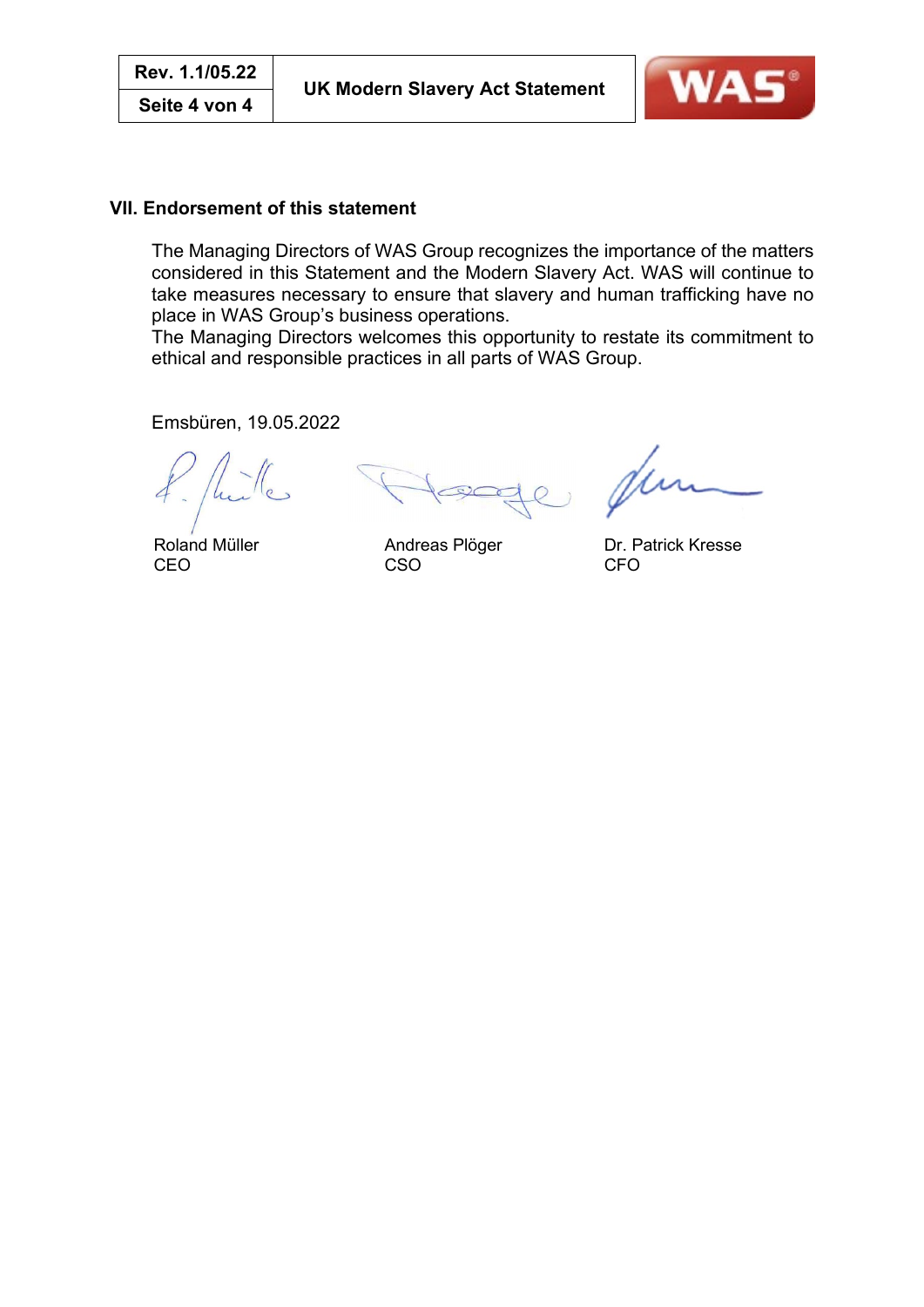## VII. Endorsement of this statement

The Managing Directors of WAS Group recognizes the importance of the matters considered in this Statement and the Modern Slavery Act. WAS will continue to take measures necessary to ensure that slavery and human trafficking have no place in WAS Group's business operations.
The Managing Directors welcomes this opportunity to restate its commitment to ethical and responsible practices in all parts of WAS Group.

Emsbüren, 19.05.2022

| | | |
|---|---|---|
| Roland Müller<br>CEO | Andreas Plöger<br>CSO | Dr. Patrick Kresse<br>CFO |